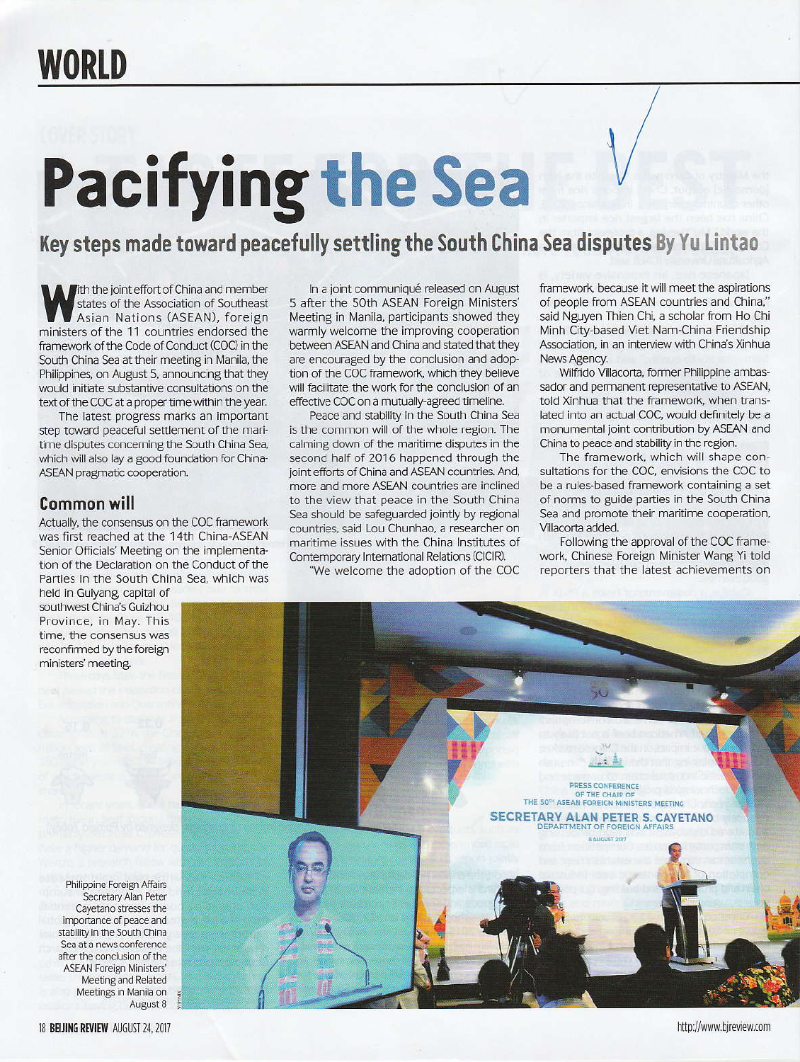# Pacifying the Sea

## Key steps made toward peacefully settling the South China Sea disputes By Yu Lintao

With the joint effort of China and member states of the Association of Southeast Asian Nations (ASEAN), foreign ministers of the 11 countries endorsed the framework of the Code of Conduct (COC) in the South China Sea at their meeting in Manila, the Philippines, on August 5, announcing that they would initiate substantive consultations on the text of the COC at a proper time within the year.

The latest progress marks an important step toward peaceful settlement of the maritime disputes concerning the South China Sea, which will also lay a good foundation for China-ASEAN pragmatic cooperation.

### Common will

Actually, the consensus on the COC framework was first reached at the 14th China-ASEAN Senior Officials' Meeting on the implementation of the Declaration on the Conduct of the Parties in the South China Sea, which was held in Guiyang, capital of southwest China's Guizhou Province, in May. This time, the consensus was reconfirmed by the foreign ministers' meeting.

In a joint communiqué released on August 5 after the 50th ASEAN Foreign Ministers' Meeting in Manila, participants showed they warmly welcome the improving cooperation between ASEAN and China and stated that they are encouraged by the conclusion and adoption of the COC framework, which they believe will facilitate the work for the conclusion of an effective COC on a mutually-agreed timeline.

Peace and stability in the South China Sea is the common will of the whole region. The calming down of the maritime disputes in the second half of 2016 happened through the joint efforts of China and ASEAN countries. And, more and more ASEAN countries are inclined to the view that peace in the South China Sea should be safeguarded jointly by regional countries, said Lou Chunhao, a researcher on maritime issues with the China Institutes of Contemporary International Relations (CICIR).

"We welcome the adoption of the COC framework, because it will meet the aspirations of people from ASEAN countries and China," said Nguyen Thien Chi, a scholar from Ho Chi Minh City-based Viet Nam-China Friendship Association, in an interview with China's Xinhua News Agency.

Wilfrido Villacorta, former Philippine ambassador and permanent representative to ASEAN, told Xinhua that the framework, when translated into an actual COC, would definitely be a monumental joint contribution by ASEAN and China to peace and stability in the region.

The framework, which will shape consultations for the COC, envisions the COC to be a rules-based framework containing a set of norms to guide parties in the South China Sea and promote their maritime cooperation, Villacorta added.

Following the approval of the COC framework, Chinese Foreign Minister Wang Yi told reporters that the latest achievements on

Philippine Foreign Affairs Secretary Alan Peter Cayetano stresses the importance of peace and stability in the South China Sea at a news conference after the conclusion of the ASEAN Foreign Ministers' Meeting and Related Meetings in Manila on August 8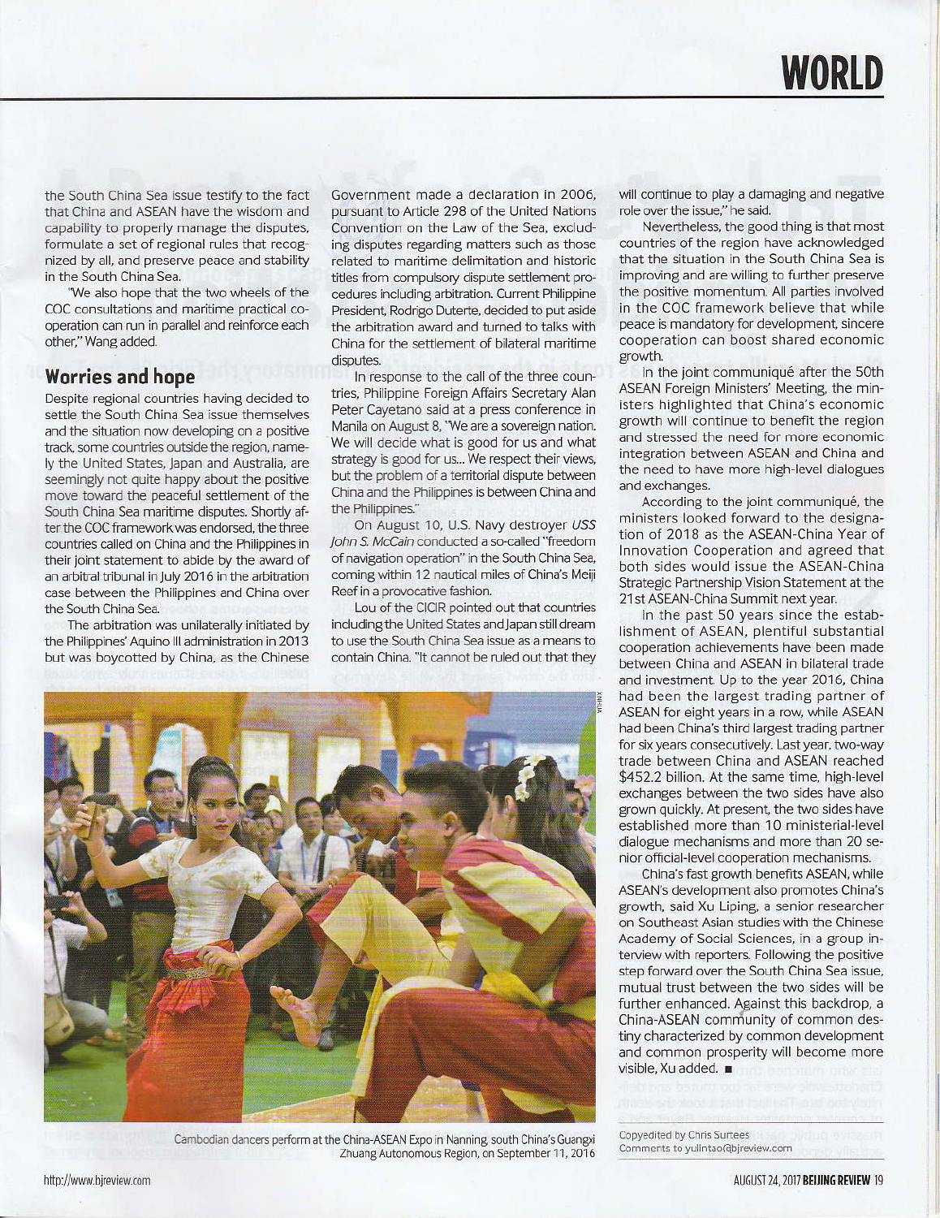the South China Sea issue testify to the fact that China and ASEAN have the wisdom and capability to properly manage the disputes, formulate a set of regional rules that recognized by all, and preserve peace and stability in the South China Sea.

"We also hope that the two wheels of the COC consultations and maritime practical cooperation can run in parallel and reinforce each other," Wang added.

## Worries and hope

Despite regional countries having decided to settle the South China Sea issue themselves and the situation now developing on a positive track, some countries outside the region, namely the United States, Japan and Australia, are seemingly not quite happy about the positive move toward the peaceful settlement of the South China Sea maritime disputes. Shortly after the COC framework was endorsed, the three countries called on China and the Philippines in their joint statement to abide by the award of an arbitral tribunal in July 2016 in the arbitration case between the Philippines and China over the South China Sea.

The arbitration was unilaterally initiated by the Philippines' Aquino III administration in 2013 but was boycotted by China, as the Chinese Government made a declaration in 2006, pursuant to Article 298 of the United Nations Convention on the Law of the Sea, excluding disputes regarding matters such as those related to maritime delimitation and historic titles from compulsory dispute settlement procedures including arbitration. Current Philippine President, Rodrigo Duterte, decided to put aside the arbitration award and turned to talks with China for the settlement of bilateral maritime disputes.

In response to the call of the three countries, Philippine Foreign Affairs Secretary Alan Peter Cayetano said at a press conference in Manila on August 8, "We are a sovereign nation. We will decide what is good for us and what strategy is good for us... We respect their views, but the problem of a territorial dispute between China and the Philippines is between China and the Philippines."

On August 10, U.S. Navy destroyer *USS John S. McCain* conducted a so-called "freedom of navigation operation" in the South China Sea, coming within 12 nautical miles of China's Meiji Reef in a provocative fashion.

Lou of the CICIR pointed out that countries including the United States and Japan still dream to use the South China Sea issue as a means to contain China. "It cannot be ruled out that they will continue to play a damaging and negative role over the issue," he said.

Nevertheless, the good thing is that most countries of the region have acknowledged that the situation in the South China Sea is improving and are willing to further preserve the positive momentum. All parties involved in the COC framework believe that while peace is mandatory for development, sincere cooperation can boost shared economic growth.

In the joint communiqué after the 50th ASEAN Foreign Ministers' Meeting, the ministers highlighted that China's economic growth will continue to benefit the region and stressed the need for more economic integration between ASEAN and China and the need to have more high-level dialogues and exchanges.

According to the joint communiqué, the ministers looked forward to the designation of 2018 as the ASEAN-China Year of Innovation Cooperation and agreed that both sides would issue the ASEAN-China Strategic Partnership Vision Statement at the 21st ASEAN-China Summit next year.

In the past 50 years since the establishment of ASEAN, plentiful substantial cooperation achievements have been made between China and ASEAN in bilateral trade and investment. Up to the year 2016, China had been the largest trading partner of ASEAN for eight years in a row, while ASEAN had been China's third largest trading partner for six years consecutively. Last year, two-way trade between China and ASEAN reached $452.2 billion. At the same time, high-level exchanges between the two sides have also grown quickly. At present, the two sides have established more than 10 ministerial-level dialogue mechanisms and more than 20 senior official-level cooperation mechanisms.

China's fast growth benefits ASEAN, while ASEAN's development also promotes China's growth, said Xu Liping, a senior researcher on Southeast Asian studies with the Chinese Academy of Social Sciences, in a group interview with reporters. Following the positive step forward over the South China Sea issue, mutual trust between the two sides will be further enhanced. Against this backdrop, a China-ASEAN community of common destiny characterized by common development and common prosperity will become more visible, Xu added. ■

Cambodian dancers perform at the China-ASEAN Expo in Nanning, south China's Guangxi Zhuang Autonomous Region, on September 11, 2016

Copyedited by Chris Surtees
Comments to yulintao@bjreview.com